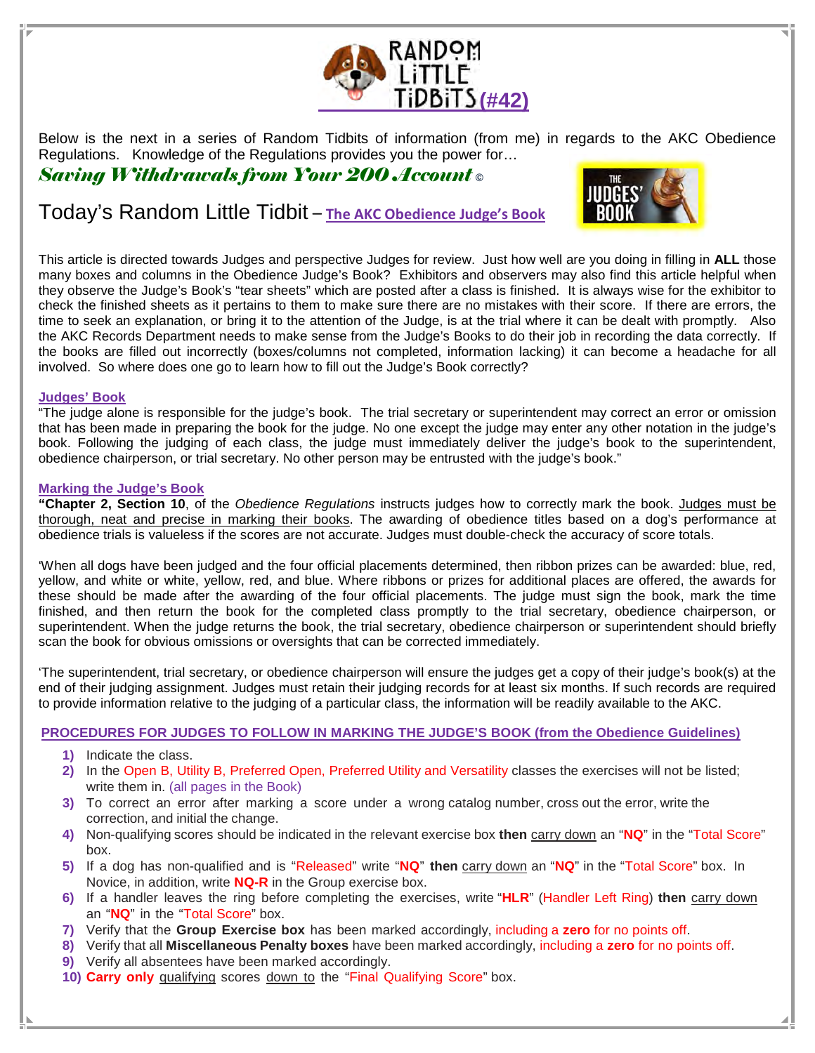# RANDOM LiTTLE TiDBiTS (#42)

Below is the next in a series of Random Tidbits of information (from me) in regards to the AKC Obedience Regulations. Knowledge of the Regulations provides you the power for…

*Saving Withdrawals from Your 200 Account* ©

## Today's Random Little Tidbit – The AKC Obedience Judge's Book

This article is directed towards Judges and perspective Judges for review. Just how well are you doing in filling in **ALL** those many boxes and columns in the Obedience Judge's Book? Exhibitors and observers may also find this article helpful when they observe the Judge's Book's "tear sheets" which are posted after a class is finished. It is always wise for the exhibitor to check the finished sheets as it pertains to them to make sure there are no mistakes with their score. If there are errors, the time to seek an explanation, or bring it to the attention of the Judge, is at the trial where it can be dealt with promptly. Also the AKC Records Department needs to make sense from the Judge's Books to do their job in recording the data correctly. If the books are filled out incorrectly (boxes/columns not completed, information lacking) it can become a headache for all involved. So where does one go to learn how to fill out the Judge's Book correctly?

### Judges' Book

"The judge alone is responsible for the judge's book. The trial secretary or superintendent may correct an error or omission that has been made in preparing the book for the judge. No one except the judge may enter any other notation in the judge's book. Following the judging of each class, the judge must immediately deliver the judge's book to the superintendent, obedience chairperson, or trial secretary. No other person may be entrusted with the judge's book."

### Marking the Judge's Book

**"Chapter 2, Section 10**, of the *Obedience Regulations* instructs judges how to correctly mark the book. Judges must be thorough, neat and precise in marking their books. The awarding of obedience titles based on a dog's performance at obedience trials is valueless if the scores are not accurate. Judges must double-check the accuracy of score totals.

'When all dogs have been judged and the four official placements determined, then ribbon prizes can be awarded: blue, red, yellow, and white or white, yellow, red, and blue. Where ribbons or prizes for additional places are offered, the awards for these should be made after the awarding of the four official placements. The judge must sign the book, mark the time finished, and then return the book for the completed class promptly to the trial secretary, obedience chairperson, or superintendent. When the judge returns the book, the trial secretary, obedience chairperson or superintendent should briefly scan the book for obvious omissions or oversights that can be corrected immediately.

'The superintendent, trial secretary, or obedience chairperson will ensure the judges get a copy of their judge's book(s) at the end of their judging assignment. Judges must retain their judging records for at least six months. If such records are required to provide information relative to the judging of a particular class, the information will be readily available to the AKC.

### PROCEDURES FOR JUDGES TO FOLLOW IN MARKING THE JUDGE'S BOOK (from the Obedience Guidelines)

1) Indicate the class.
2) In the Open B, Utility B, Preferred Open, Preferred Utility and Versatility classes the exercises will not be listed; write them in. (all pages in the Book)
3) To correct an error after marking a score under a wrong catalog number, cross out the error, write the correction, and initial the change.
4) Non-qualifying scores should be indicated in the relevant exercise box **then** carry down an "**NQ**" in the "Total Score" box.
5) If a dog has non-qualified and is "Released" write "**NQ**" **then** carry down an "**NQ**" in the "Total Score" box. In Novice, in addition, write **NQ-R** in the Group exercise box.
6) If a handler leaves the ring before completing the exercises, write "**HLR**" (Handler Left Ring) **then** carry down an "**NQ**" in the "Total Score" box.
7) Verify that the **Group Exercise box** has been marked accordingly, including a **zero** for no points off.
8) Verify that all **Miscellaneous Penalty boxes** have been marked accordingly, including a **zero** for no points off.
9) Verify all absentees have been marked accordingly.
10) **Carry only** qualifying scores down to the "Final Qualifying Score" box.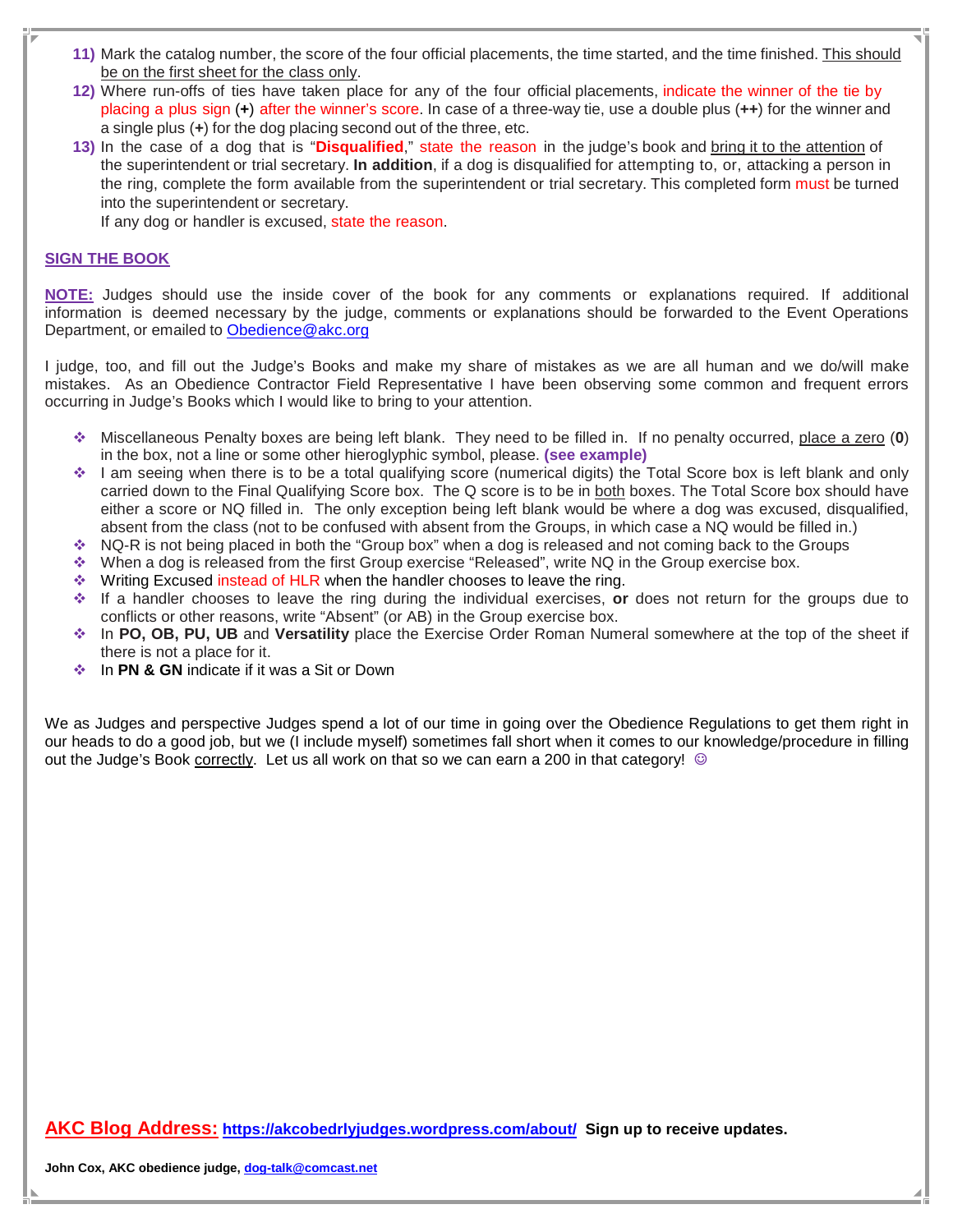11) Mark the catalog number, the score of the four official placements, the time started, and the time finished. This should be on the first sheet for the class only.

12) Where run-offs of ties have taken place for any of the four official placements, indicate the winner of the tie by placing a plus sign (**+**) after the winner's score. In case of a three-way tie, use a double plus (**++**) for the winner and a single plus (**+**) for the dog placing second out of the three, etc.

13) In the case of a dog that is "**Disqualified**," state the reason in the judge's book and bring it to the attention of the superintendent or trial secretary. **In addition**, if a dog is disqualified for attempting to, or, attacking a person in the ring, complete the form available from the superintendent or trial secretary. This completed form must be turned into the superintendent or secretary.

    If any dog or handler is excused, state the reason.

**SIGN THE BOOK**

**NOTE:** Judges should use the inside cover of the book for any comments or explanations required. If additional information is deemed necessary by the judge, comments or explanations should be forwarded to the Event Operations Department, or emailed to Obedience@akc.org

I judge, too, and fill out the Judge's Books and make my share of mistakes as we are all human and we do/will make mistakes. As an Obedience Contractor Field Representative I have been observing some common and frequent errors occurring in Judge's Books which I would like to bring to your attention.

- Miscellaneous Penalty boxes are being left blank. They need to be filled in. If no penalty occurred, place a zero (**0**) in the box, not a line or some other hieroglyphic symbol, please. **(see example)**
- I am seeing when there is to be a total qualifying score (numerical digits) the Total Score box is left blank and only carried down to the Final Qualifying Score box. The Q score is to be in both boxes. The Total Score box should have either a score or NQ filled in. The only exception being left blank would be where a dog was excused, disqualified, absent from the class (not to be confused with absent from the Groups, in which case a NQ would be filled in.)
- NQ-R is not being placed in both the "Group box" when a dog is released and not coming back to the Groups
- When a dog is released from the first Group exercise "Released", write NQ in the Group exercise box.
- Writing Excused instead of HLR when the handler chooses to leave the ring.
- If a handler chooses to leave the ring during the individual exercises, **or** does not return for the groups due to conflicts or other reasons, write "Absent" (or AB) in the Group exercise box.
- In **PO, OB, PU, UB** and **Versatility** place the Exercise Order Roman Numeral somewhere at the top of the sheet if there is not a place for it.
- In **PN & GN** indicate if it was a Sit or Down

We as Judges and perspective Judges spend a lot of our time in going over the Obedience Regulations to get them right in our heads to do a good job, but we (I include myself) sometimes fall short when it comes to our knowledge/procedure in filling out the Judge's Book correctly. Let us all work on that so we can earn a 200 in that category! ☺

**AKC Blog Address: https://akcobedrlyjudges.wordpress.com/about/ Sign up to receive updates.**

**John Cox, AKC obedience judge, dog-talk@comcast.net**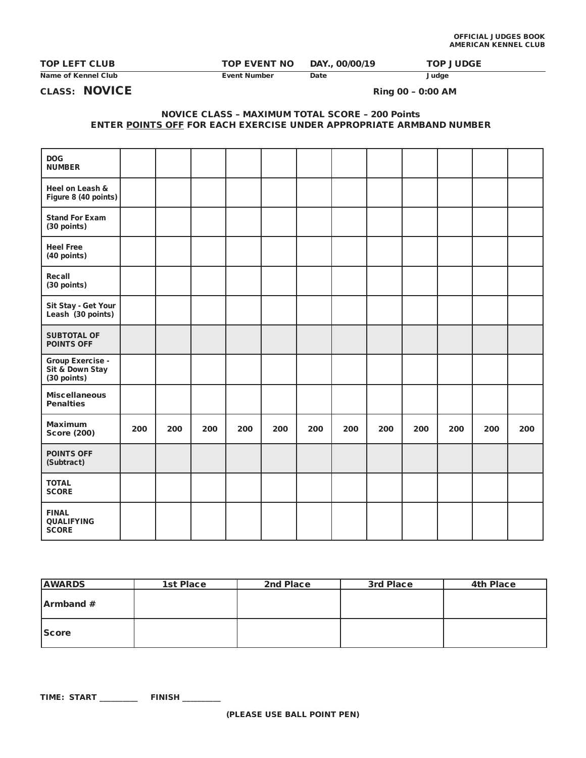**OFFICIAL JUDGES BOOK**
**AMERICAN KENNEL CLUB**

| **TOP LEFT CLUB** | **TOP EVENT NO** | **DAY., 00/00/19** | **TOP JUDGE** |
|---|---|---|---|
| Name of Kennel Club | Event Number | Date | Judge |

**CLASS: NOVICE** **Ring 00 – 0:00 AM**

**NOVICE CLASS – MAXIMUM TOTAL SCORE – 200 Points**
**ENTER POINTS OFF FOR EACH EXERCISE UNDER APPROPRIATE ARMBAND NUMBER**

| DOG NUMBER | | | | | | | | | | | | |
|---|---|---|---|---|---|---|---|---|---|---|---|---|
| Heel on Leash & Figure 8 (40 points) | | | | | | | | | | | | |
| Stand For Exam (30 points) | | | | | | | | | | | | |
| Heel Free (40 points) | | | | | | | | | | | | |
| Recall (30 points) | | | | | | | | | | | | |
| Sit Stay - Get Your Leash (30 points) | | | | | | | | | | | | |
| SUBTOTAL OF POINTS OFF | | | | | | | | | | | | |
| Group Exercise - Sit & Down Stay (30 points) | | | | | | | | | | | | |
| Miscellaneous Penalties | | | | | | | | | | | | |
| Maximum Score (200) | 200 | 200 | 200 | 200 | 200 | 200 | 200 | 200 | 200 | 200 | 200 | 200 |
| POINTS OFF (Subtract) | | | | | | | | | | | | |
| TOTAL SCORE | | | | | | | | | | | | |
| FINAL QUALIFYING SCORE | | | | | | | | | | | | |

| AWARDS | 1st Place | 2nd Place | 3rd Place | 4th Place |
|---|---|---|---|---|
| Armband # | | | | |
| Score | | | | |

**TIME: START _________ FINISH _________**

**(PLEASE USE BALL POINT PEN)**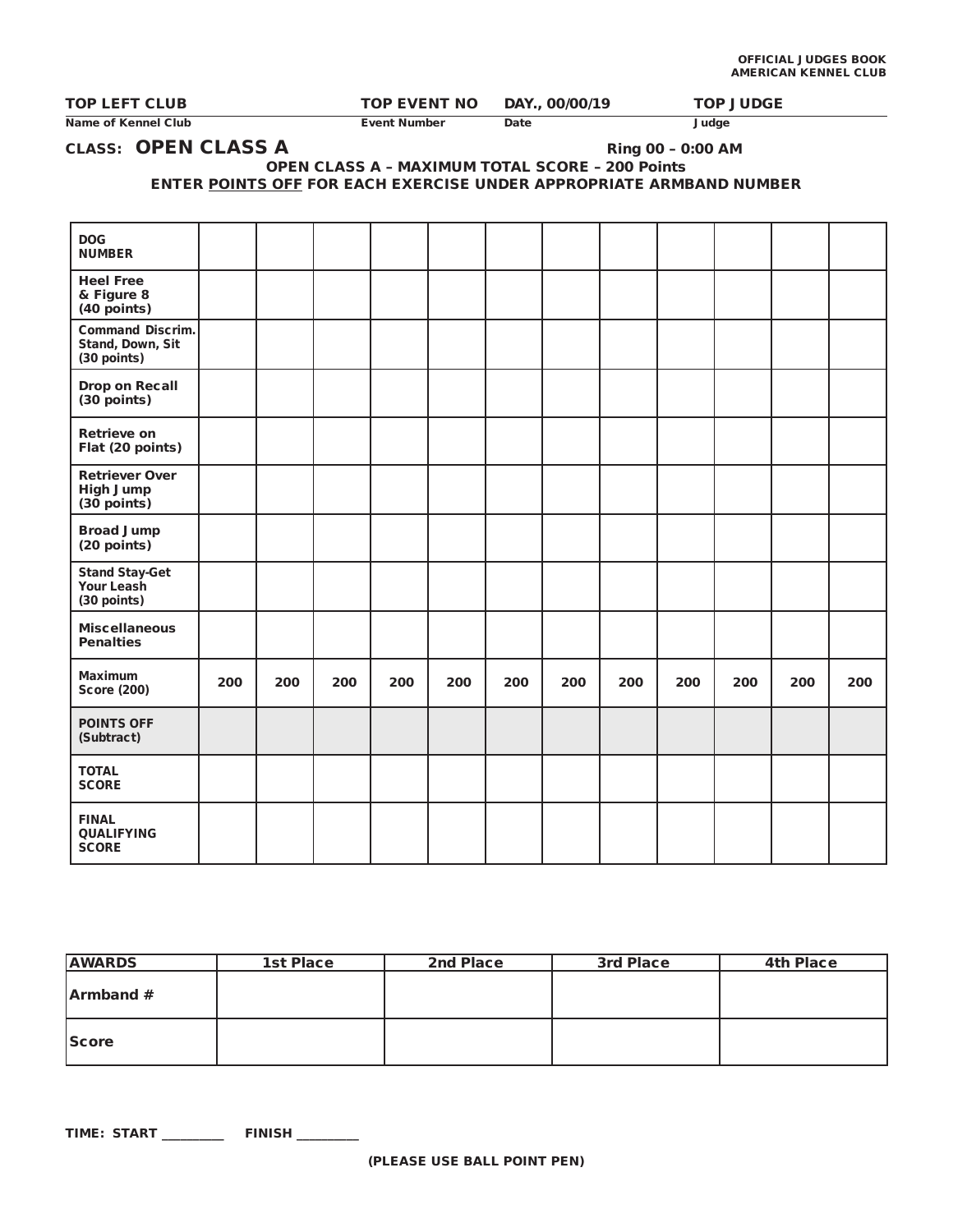**OFFICIAL JUDGES BOOK**
**AMERICAN KENNEL CLUB**

| TOP LEFT CLUB | TOP EVENT NO | DAY., 00/00/19 | TOP JUDGE |
|---|---|---|---|
| Name of Kennel Club | Event Number | Date | Judge |

**CLASS: OPEN CLASS A** — Ring 00 – 0:00 AM

**OPEN CLASS A – MAXIMUM TOTAL SCORE – 200 Points**

**ENTER POINTS OFF FOR EACH EXERCISE UNDER APPROPRIATE ARMBAND NUMBER**

| DOG NUMBER | | | | | | | | | | | | |
|---|---|---|---|---|---|---|---|---|---|---|---|---|
| Heel Free & Figure 8 (40 points) | | | | | | | | | | | | |
| Command Discrim. Stand, Down, Sit (30 points) | | | | | | | | | | | | |
| Drop on Recall (30 points) | | | | | | | | | | | | |
| Retrieve on Flat (20 points) | | | | | | | | | | | | |
| Retriever Over High Jump (30 points) | | | | | | | | | | | | |
| Broad Jump (20 points) | | | | | | | | | | | | |
| Stand Stay-Get Your Leash (30 points) | | | | | | | | | | | | |
| Miscellaneous Penalties | | | | | | | | | | | | |
| Maximum Score (200) | 200 | 200 | 200 | 200 | 200 | 200 | 200 | 200 | 200 | 200 | 200 | 200 |
| POINTS OFF (Subtract) | | | | | | | | | | | | |
| TOTAL SCORE | | | | | | | | | | | | |
| FINAL QUALIFYING SCORE | | | | | | | | | | | | |

| AWARDS | 1st Place | 2nd Place | 3rd Place | 4th Place |
|---|---|---|---|---|
| Armband # | | | | |
| Score | | | | |

**TIME: START** _________ **FINISH** _________

**(PLEASE USE BALL POINT PEN)**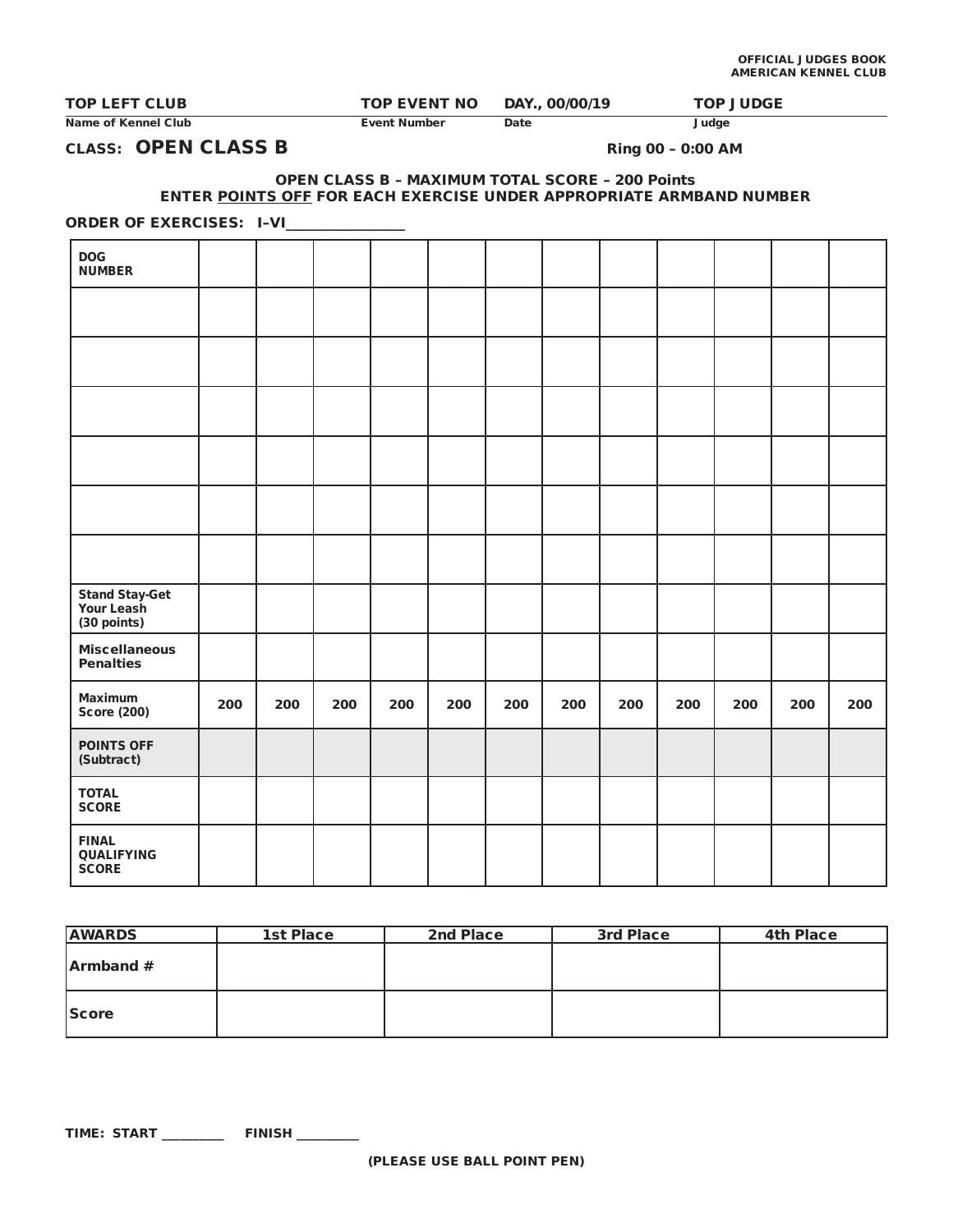OFFICIAL JUDGES BOOK
AMERICAN KENNEL CLUB

| TOP LEFT CLUB | TOP EVENT NO | DAY., 00/00/19 | TOP JUDGE |
|---|---|---|---|
| Name of Kennel Club | Event Number | Date | Judge |

## CLASS: OPEN CLASS B

Ring 00 – 0:00 AM

**OPEN CLASS B – MAXIMUM TOTAL SCORE – 200 Points**
**ENTER POINTS OFF FOR EACH EXERCISE UNDER APPROPRIATE ARMBAND NUMBER**

**ORDER OF EXERCISES: I–VI_______________**

| DOG NUMBER | | | | | | | | | | | | |
|---|---|---|---|---|---|---|---|---|---|---|---|---|
| | | | | | | | | | | | | |
| | | | | | | | | | | | | |
| | | | | | | | | | | | | |
| | | | | | | | | | | | | |
| | | | | | | | | | | | | |
| | | | | | | | | | | | | |
| Stand Stay-Get Your Leash (30 points) | | | | | | | | | | | | |
| Miscellaneous Penalties | | | | | | | | | | | | |
| Maximum Score (200) | 200 | 200 | 200 | 200 | 200 | 200 | 200 | 200 | 200 | 200 | 200 | 200 |
| POINTS OFF (Subtract) | | | | | | | | | | | | |
| TOTAL SCORE | | | | | | | | | | | | |
| FINAL QUALIFYING SCORE | | | | | | | | | | | | |

| AWARDS | 1st Place | 2nd Place | 3rd Place | 4th Place |
|---|---|---|---|---|
| Armband # | | | | |
| Score | | | | |

**TIME: START _________ FINISH _________**

**(PLEASE USE BALL POINT PEN)**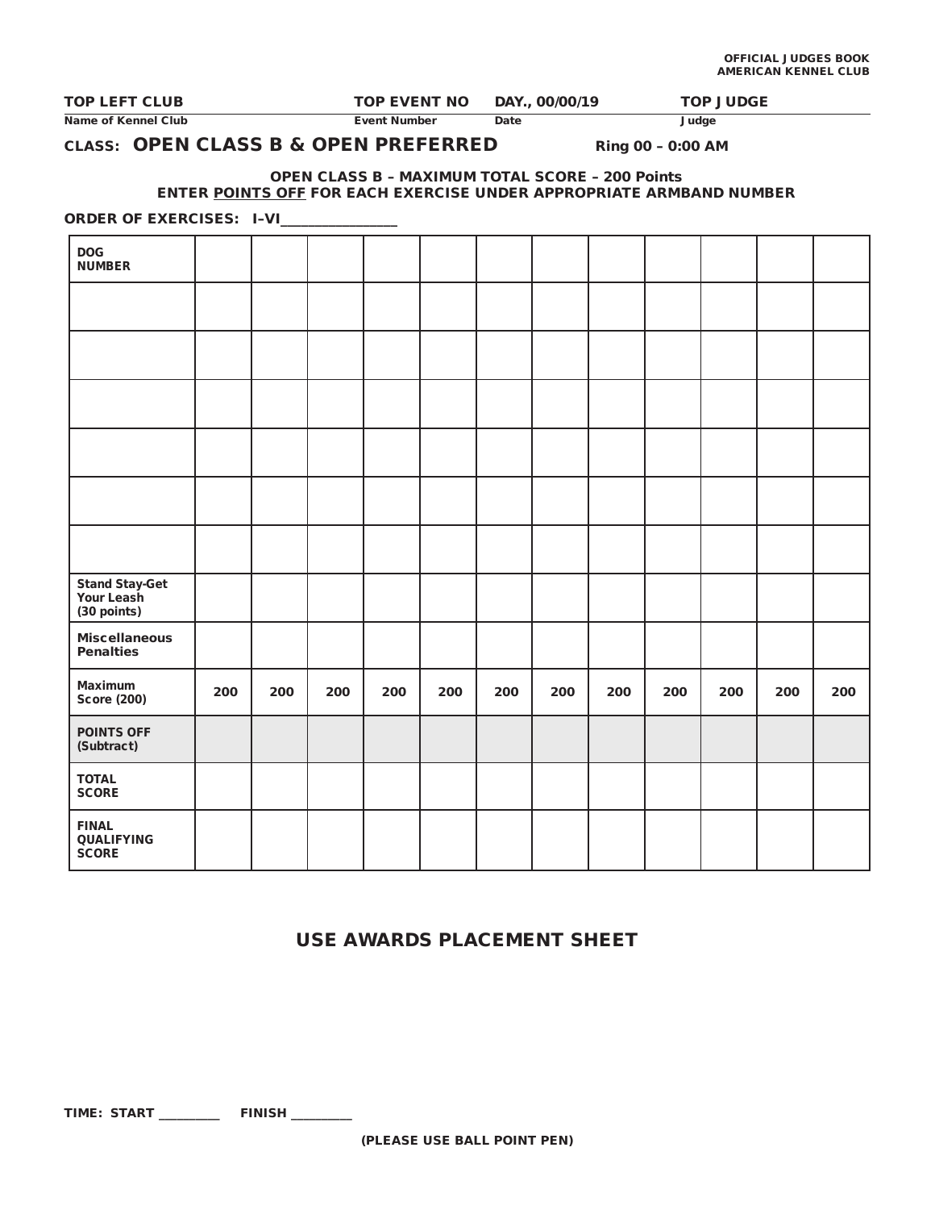OFFICIAL JUDGES BOOK
AMERICAN KENNEL CLUB

| TOP LEFT CLUB | TOP EVENT NO | DAY., 00/00/19 | TOP JUDGE |
|---|---|---|---|
| Name of Kennel Club | Event Number | Date | Judge |

**CLASS: OPEN CLASS B & OPEN PREFERRED** Ring 00 – 0:00 AM

**OPEN CLASS B – MAXIMUM TOTAL SCORE – 200 Points**
**ENTER POINTS OFF FOR EACH EXERCISE UNDER APPROPRIATE ARMBAND NUMBER**

**ORDER OF EXERCISES: I–VI**_______________

| DOG NUMBER | | | | | | | | | | | | |
|---|---|---|---|---|---|---|---|---|---|---|---|---|
| | | | | | | | | | | | | |
| | | | | | | | | | | | | |
| | | | | | | | | | | | | |
| | | | | | | | | | | | | |
| | | | | | | | | | | | | |
| | | | | | | | | | | | | |
| Stand Stay-Get Your Leash (30 points) | | | | | | | | | | | | |
| Miscellaneous Penalties | | | | | | | | | | | | |
| Maximum Score (200) | 200 | 200 | 200 | 200 | 200 | 200 | 200 | 200 | 200 | 200 | 200 | 200 |
| POINTS OFF (Subtract) | | | | | | | | | | | | |
| TOTAL SCORE | | | | | | | | | | | | |
| FINAL QUALIFYING SCORE | | | | | | | | | | | | |

## USE AWARDS PLACEMENT SHEET

TIME: START _________ FINISH _________

(PLEASE USE BALL POINT PEN)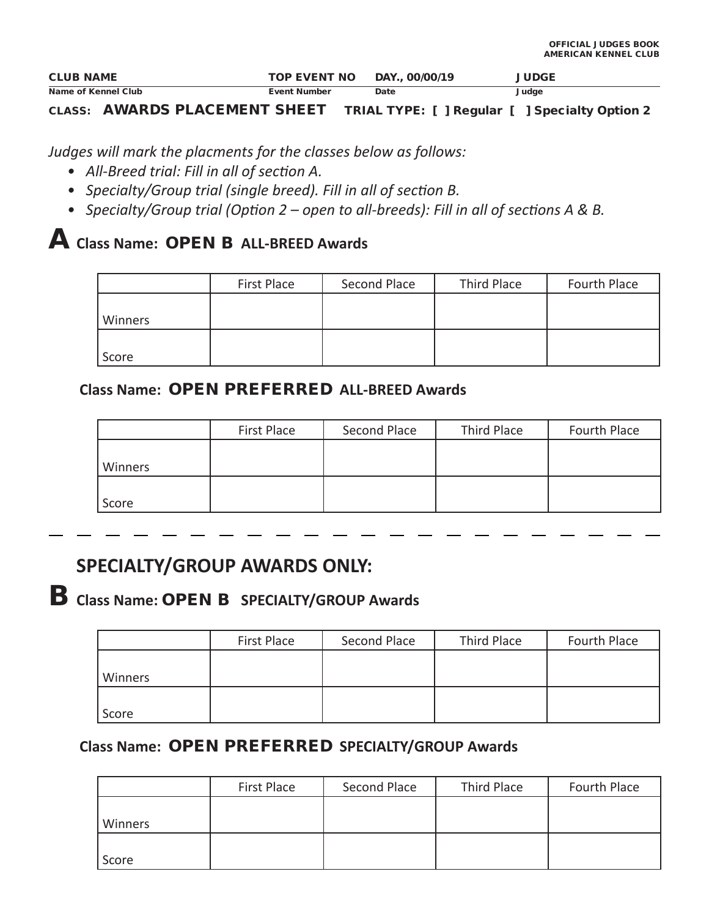OFFICIAL JUDGES BOOK
AMERICAN KENNEL CLUB

| CLUB NAME | TOP EVENT NO | DAY., 00/00/19 | JUDGE |
|---|---|---|---|
| Name of Kennel Club | Event Number | Date | Judge |

**CLASS: AWARDS PLACEMENT SHEET** **TRIAL TYPE: [ ] Regular [ ] Specialty Option 2**

*Judges will mark the placments for the classes below as follows:*

- *All-Breed trial: Fill in all of section A.*
- *Specialty/Group trial (single breed). Fill in all of section B.*
- *Specialty/Group trial (Option 2 – open to all-breeds): Fill in all of sections A & B.*

## A Class Name: OPEN B ALL-BREED Awards

| | First Place | Second Place | Third Place | Fourth Place |
|---|---|---|---|---|
| Winners | | | | |
| Score | | | | |

### Class Name: OPEN PREFERRED ALL-BREED Awards

| | First Place | Second Place | Third Place | Fourth Place |
|---|---|---|---|---|
| Winners | | | | |
| Score | | | | |

## SPECIALTY/GROUP AWARDS ONLY:

## B Class Name: OPEN B SPECIALTY/GROUP Awards

| | First Place | Second Place | Third Place | Fourth Place |
|---|---|---|---|---|
| Winners | | | | |
| Score | | | | |

### Class Name: OPEN PREFERRED SPECIALTY/GROUP Awards

| | First Place | Second Place | Third Place | Fourth Place |
|---|---|---|---|---|
| Winners | | | | |
| Score | | | | |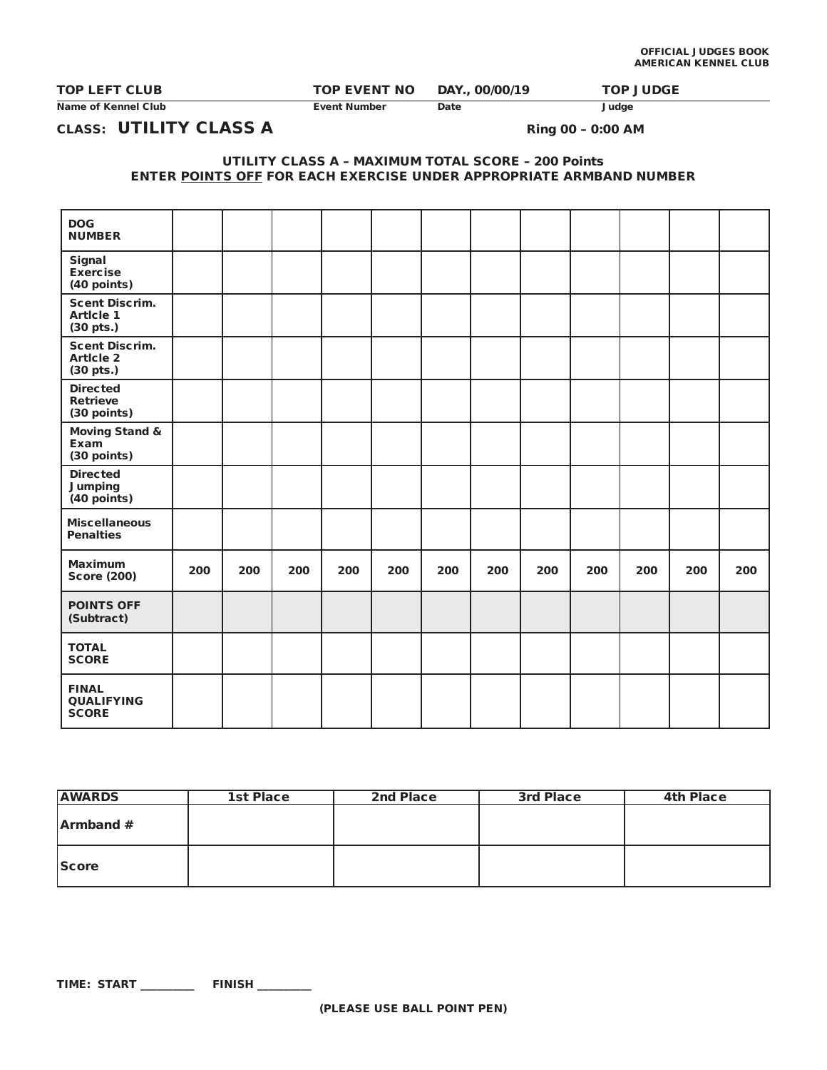OFFICIAL JUDGES BOOK
AMERICAN KENNEL CLUB

| TOP LEFT CLUB | TOP EVENT NO | DAY., 00/00/19 | TOP JUDGE |
|---|---|---|---|
| Name of Kennel Club | Event Number | Date | Judge |

**CLASS: UTILITY CLASS A** Ring 00 – 0:00 AM

**UTILITY CLASS A – MAXIMUM TOTAL SCORE – 200 Points**
**ENTER POINTS OFF FOR EACH EXERCISE UNDER APPROPRIATE ARMBAND NUMBER**

| DOG NUMBER | | | | | | | | | | | | |
|---|---|---|---|---|---|---|---|---|---|---|---|---|
| Signal Exercise (40 points) | | | | | | | | | | | | |
| Scent Discrim. Article 1 (30 pts.) | | | | | | | | | | | | |
| Scent Discrim. Article 2 (30 pts.) | | | | | | | | | | | | |
| Directed Retrieve (30 points) | | | | | | | | | | | | |
| Moving Stand & Exam (30 points) | | | | | | | | | | | | |
| Directed Jumping (40 points) | | | | | | | | | | | | |
| Miscellaneous Penalties | | | | | | | | | | | | |
| Maximum Score (200) | 200 | 200 | 200 | 200 | 200 | 200 | 200 | 200 | 200 | 200 | 200 | 200 |
| POINTS OFF (Subtract) | | | | | | | | | | | | |
| TOTAL SCORE | | | | | | | | | | | | |
| FINAL QUALIFYING SCORE | | | | | | | | | | | | |

| AWARDS | 1st Place | 2nd Place | 3rd Place | 4th Place |
|---|---|---|---|---|
| Armband # | | | | |
| Score | | | | |

TIME: START _________ FINISH _________

(PLEASE USE BALL POINT PEN)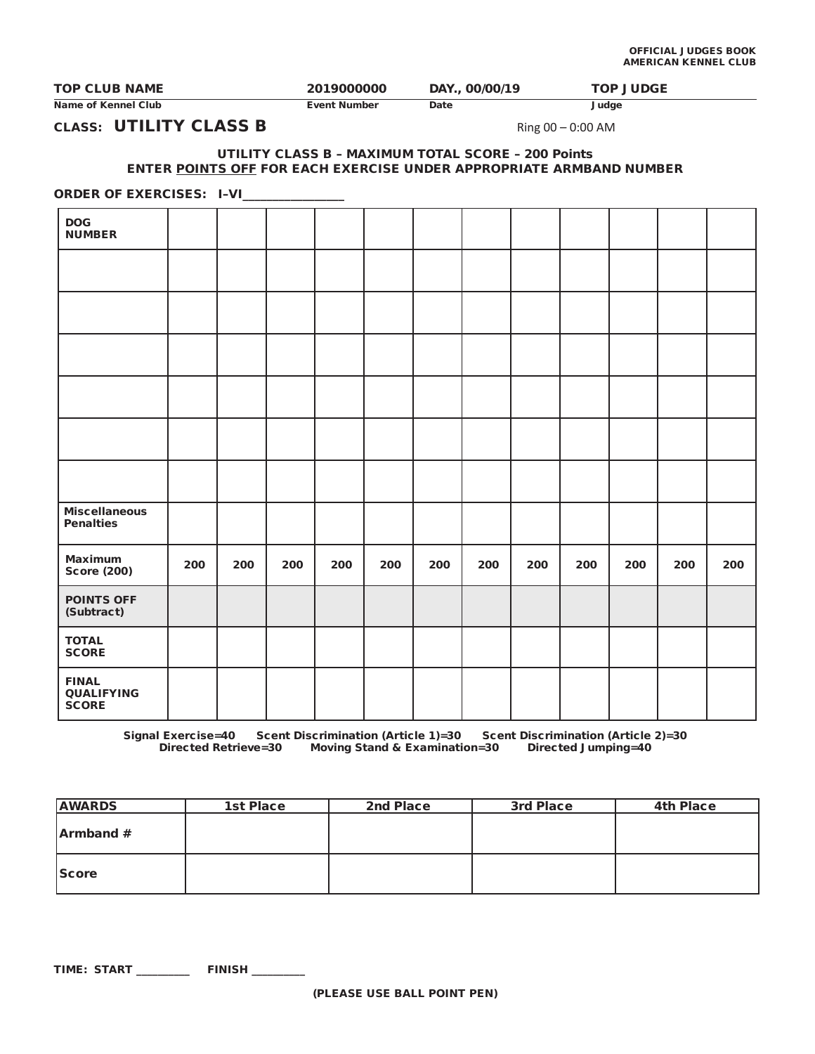OFFICIAL JUDGES BOOK
AMERICAN KENNEL CLUB

| TOP CLUB NAME | 2019000000 | DAY., 00/00/19 | TOP JUDGE |
|---|---|---|---|
| Name of Kennel Club | Event Number | Date | Judge |

**CLASS: UTILITY CLASS B** Ring 00 – 0:00 AM

**UTILITY CLASS B – MAXIMUM TOTAL SCORE – 200 Points**
**ENTER POINTS OFF FOR EACH EXERCISE UNDER APPROPRIATE ARMBAND NUMBER**

**ORDER OF EXERCISES: I–VI_______________**

| DOG NUMBER | | | | | | | | | | | | |
|---|---|---|---|---|---|---|---|---|---|---|---|---|
| | | | | | | | | | | | | |
| | | | | | | | | | | | | |
| | | | | | | | | | | | | |
| | | | | | | | | | | | | |
| | | | | | | | | | | | | |
| | | | | | | | | | | | | |
| Miscellaneous Penalties | | | | | | | | | | | | |
| Maximum Score (200) | 200 | 200 | 200 | 200 | 200 | 200 | 200 | 200 | 200 | 200 | 200 | 200 |
| POINTS OFF (Subtract) | | | | | | | | | | | | |
| TOTAL SCORE | | | | | | | | | | | | |
| FINAL QUALIFYING SCORE | | | | | | | | | | | | |

Signal Exercise=40 Scent Discrimination (Article 1)=30 Scent Discrimination (Article 2)=30
Directed Retrieve=30 Moving Stand & Examination=30 Directed Jumping=40

| AWARDS | 1st Place | 2nd Place | 3rd Place | 4th Place |
|---|---|---|---|---|
| Armband # | | | | |
| Score | | | | |

**TIME: START _________ FINISH _________**

**(PLEASE USE BALL POINT PEN)**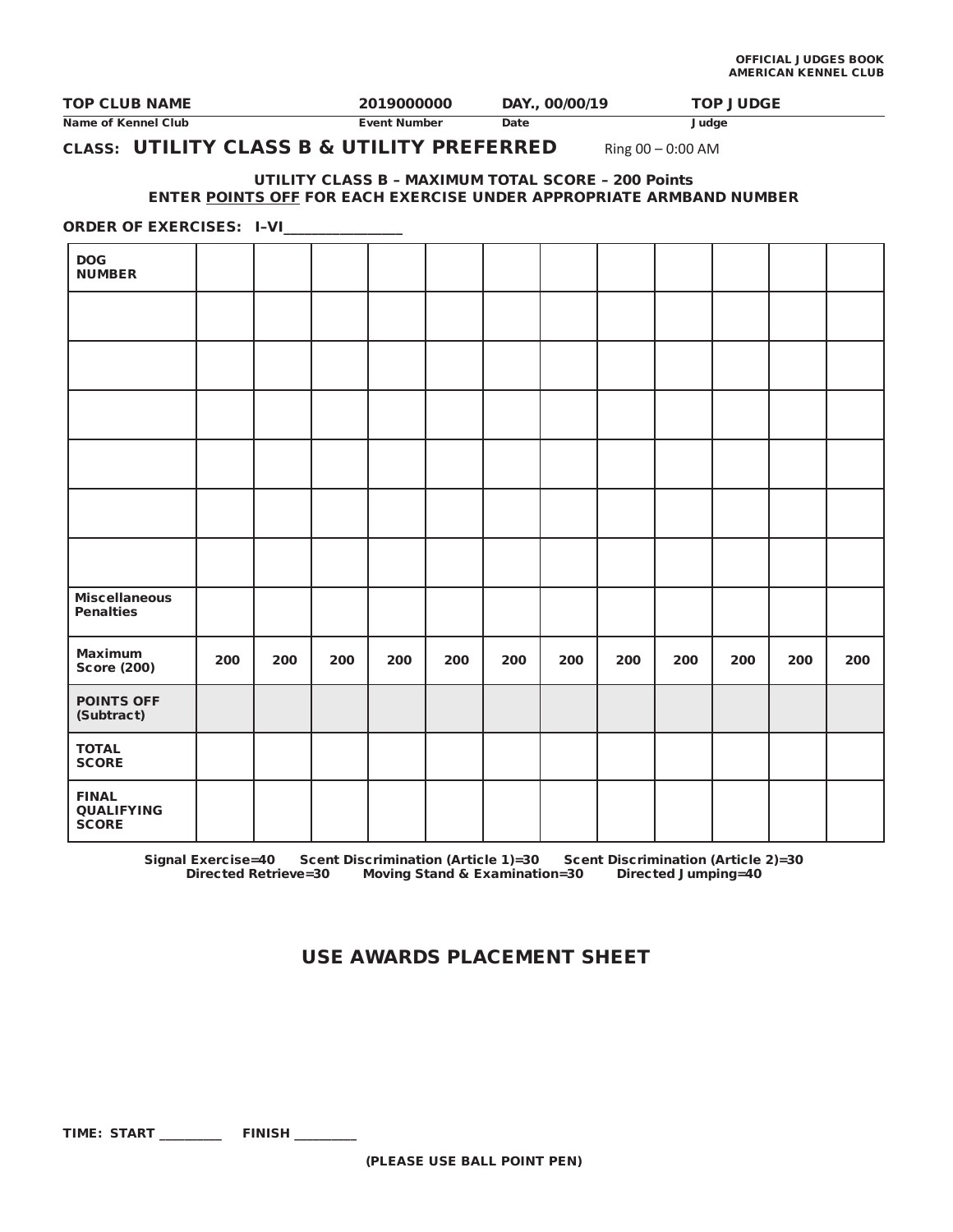**OFFICIAL JUDGES BOOK**
**AMERICAN KENNEL CLUB**

| **TOP CLUB NAME** | **2019000000** | **DAY., 00/00/19** | **TOP JUDGE** |
|---|---|---|---|
| Name of Kennel Club | Event Number | Date | Judge |

## CLASS: UTILITY CLASS B & UTILITY PREFERRED

Ring 00 – 0:00 AM

**UTILITY CLASS B – MAXIMUM TOTAL SCORE – 200 Points**
**ENTER POINTS OFF FOR EACH EXERCISE UNDER APPROPRIATE ARMBAND NUMBER**

**ORDER OF EXERCISES: I–VI_______________**

| DOG NUMBER | | | | | | | | | | | | |
|---|---|---|---|---|---|---|---|---|---|---|---|---|
| | | | | | | | | | | | | |
| | | | | | | | | | | | | |
| | | | | | | | | | | | | |
| | | | | | | | | | | | | |
| | | | | | | | | | | | | |
| | | | | | | | | | | | | |
| Miscellaneous Penalties | | | | | | | | | | | | |
| Maximum Score (200) | 200 | 200 | 200 | 200 | 200 | 200 | 200 | 200 | 200 | 200 | 200 | 200 |
| POINTS OFF (Subtract) | | | | | | | | | | | | |
| TOTAL SCORE | | | | | | | | | | | | |
| FINAL QUALIFYING SCORE | | | | | | | | | | | | |

**Signal Exercise=40 Scent Discrimination (Article 1)=30 Scent Discrimination (Article 2)=30**
**Directed Retrieve=30 Moving Stand & Examination=30 Directed Jumping=40**

## USE AWARDS PLACEMENT SHEET

**TIME: START _________ FINISH _________**

**(PLEASE USE BALL POINT PEN)**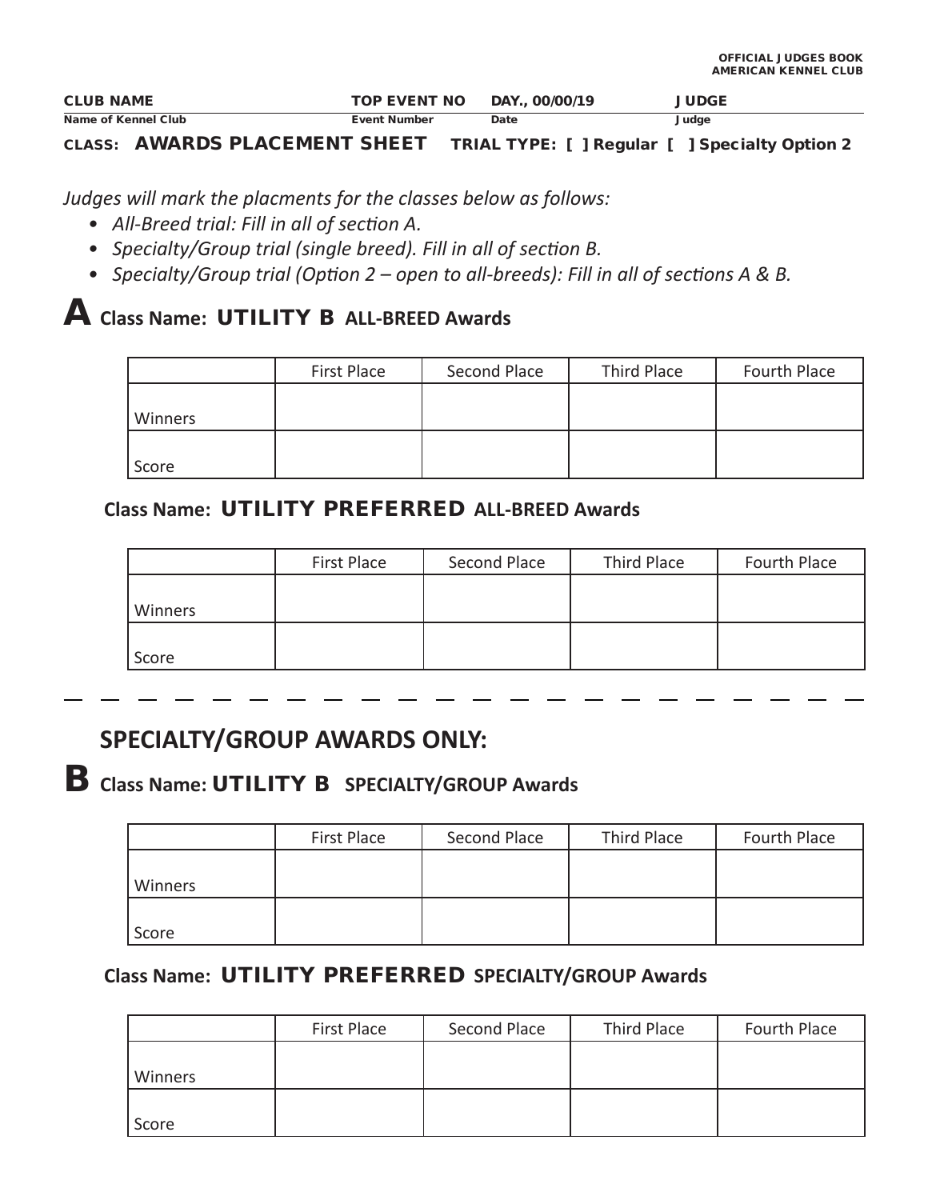OFFICIAL JUDGES BOOK
AMERICAN KENNEL CLUB

| CLUB NAME | TOP EVENT NO | DAY., 00/00/19 | JUDGE |
|---|---|---|---|
| Name of Kennel Club | Event Number | Date | Judge |

**CLASS: AWARDS PLACEMENT SHEET** **TRIAL TYPE: [ ] Regular [ ] Specialty Option 2**

*Judges will mark the placments for the classes below as follows:*

- *All-Breed trial: Fill in all of section A.*
- *Specialty/Group trial (single breed). Fill in all of section B.*
- *Specialty/Group trial (Option 2 – open to all-breeds): Fill in all of sections A & B.*

## A Class Name: UTILITY B ALL-BREED Awards

| | First Place | Second Place | Third Place | Fourth Place |
|---|---|---|---|---|
| Winners | | | | |
| Score | | | | |

### Class Name: UTILITY PREFERRED ALL-BREED Awards

| | First Place | Second Place | Third Place | Fourth Place |
|---|---|---|---|---|
| Winners | | | | |
| Score | | | | |

---

## SPECIALTY/GROUP AWARDS ONLY:

## B Class Name: UTILITY B SPECIALTY/GROUP Awards

| | First Place | Second Place | Third Place | Fourth Place |
|---|---|---|---|---|
| Winners | | | | |
| Score | | | | |

### Class Name: UTILITY PREFERRED SPECIALTY/GROUP Awards

| | First Place | Second Place | Third Place | Fourth Place |
|---|---|---|---|---|
| Winners | | | | |
| Score | | | | |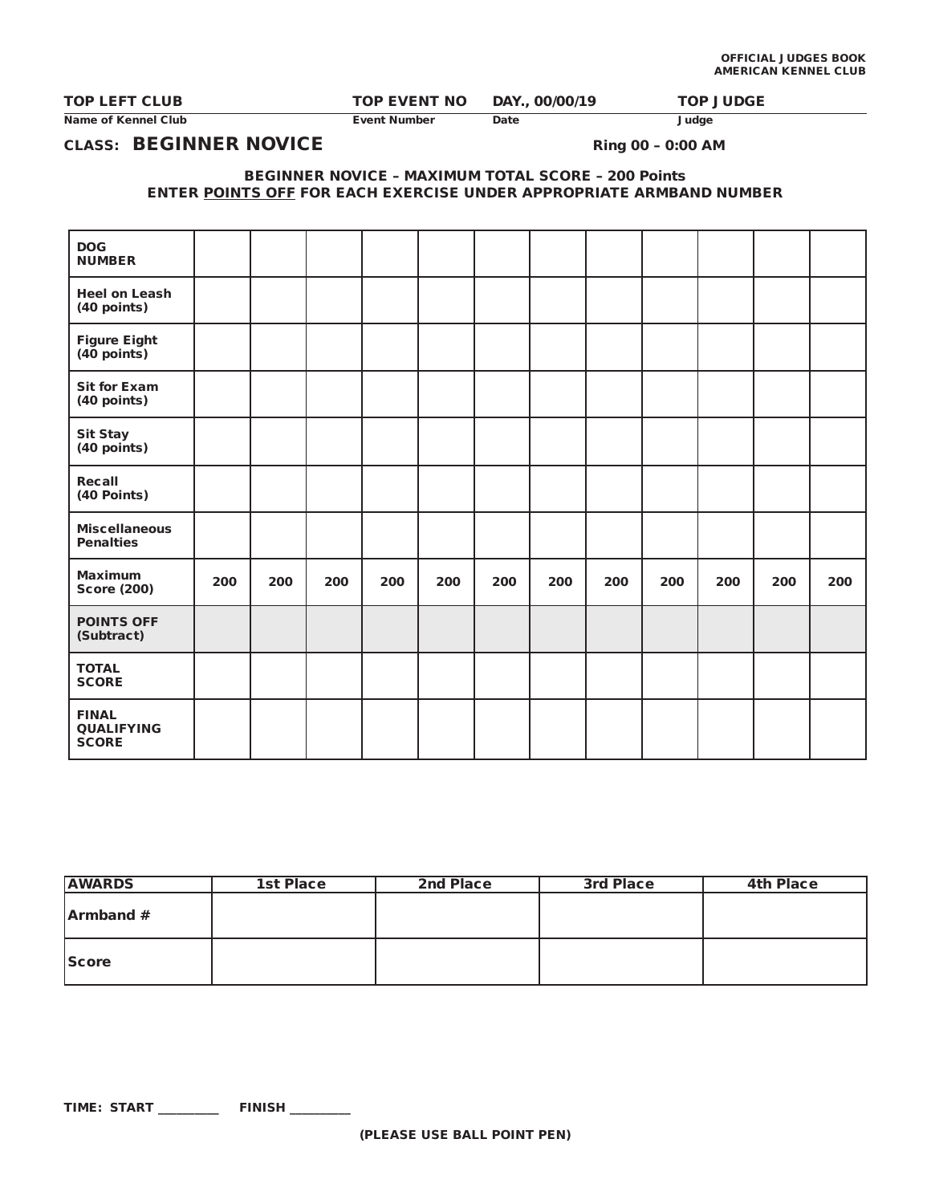**OFFICIAL JUDGES BOOK**
**AMERICAN KENNEL CLUB**

| **TOP LEFT CLUB** | **TOP EVENT NO** | **DAY., 00/00/19** | **TOP JUDGE** |
|---|---|---|---|
| Name of Kennel Club | Event Number | Date | Judge |

**CLASS: BEGINNER NOVICE** **Ring 00 – 0:00 AM**

**BEGINNER NOVICE – MAXIMUM TOTAL SCORE – 200 Points**
**ENTER POINTS OFF FOR EACH EXERCISE UNDER APPROPRIATE ARMBAND NUMBER**

| **DOG NUMBER** | | | | | | | | | | | | |
|---|---|---|---|---|---|---|---|---|---|---|---|---|
| **Heel on Leash (40 points)** | | | | | | | | | | | | |
| **Figure Eight (40 points)** | | | | | | | | | | | | |
| **Sit for Exam (40 points)** | | | | | | | | | | | | |
| **Sit Stay (40 points)** | | | | | | | | | | | | |
| **Recall (40 Points)** | | | | | | | | | | | | |
| **Miscellaneous Penalties** | | | | | | | | | | | | |
| **Maximum Score (200)** | 200 | 200 | 200 | 200 | 200 | 200 | 200 | 200 | 200 | 200 | 200 | 200 |
| **POINTS OFF (Subtract)** | | | | | | | | | | | | |
| **TOTAL SCORE** | | | | | | | | | | | | |
| **FINAL QUALIFYING SCORE** | | | | | | | | | | | | |

| **AWARDS** | **1st Place** | **2nd Place** | **3rd Place** | **4th Place** |
|---|---|---|---|---|
| **Armband #** | | | | |
| **Score** | | | | |

**TIME: START _________ FINISH _________**

**(PLEASE USE BALL POINT PEN)**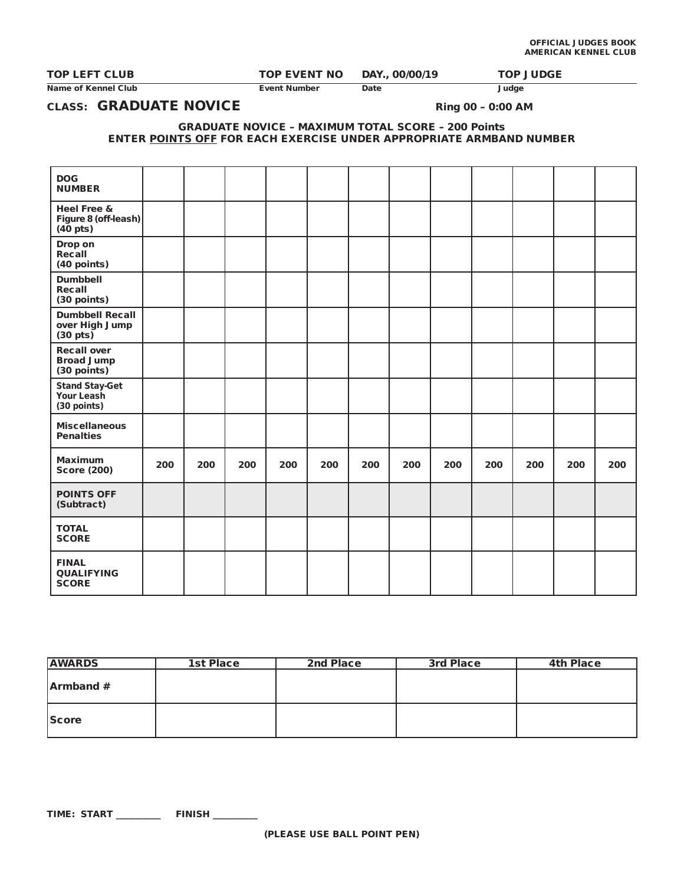**OFFICIAL JUDGES BOOK**
**AMERICAN KENNEL CLUB**

| TOP LEFT CLUB | TOP EVENT NO | DAY., 00/00/19 | TOP JUDGE |
|---|---|---|---|
| Name of Kennel Club | Event Number | Date | Judge |

## CLASS: GRADUATE NOVICE

**Ring 00 – 0:00 AM**

**GRADUATE NOVICE – MAXIMUM TOTAL SCORE – 200 Points**
**ENTER POINTS OFF FOR EACH EXERCISE UNDER APPROPRIATE ARMBAND NUMBER**

| DOG NUMBER | | | | | | | | | | | | |
|---|---|---|---|---|---|---|---|---|---|---|---|---|
| Heel Free & Figure 8 (off-leash) (40 pts) | | | | | | | | | | | | |
| Drop on Recall (40 points) | | | | | | | | | | | | |
| Dumbbell Recall (30 points) | | | | | | | | | | | | |
| Dumbbell Recall over High Jump (30 pts) | | | | | | | | | | | | |
| Recall over Broad Jump (30 points) | | | | | | | | | | | | |
| Stand Stay-Get Your Leash (30 points) | | | | | | | | | | | | |
| Miscellaneous Penalties | | | | | | | | | | | | |
| Maximum Score (200) | 200 | 200 | 200 | 200 | 200 | 200 | 200 | 200 | 200 | 200 | 200 | 200 |
| POINTS OFF (Subtract) | | | | | | | | | | | | |
| TOTAL SCORE | | | | | | | | | | | | |
| FINAL QUALIFYING SCORE | | | | | | | | | | | | |

| AWARDS | 1st Place | 2nd Place | 3rd Place | 4th Place |
|---|---|---|---|---|
| Armband # | | | | |
| Score | | | | |

**TIME: START _________ FINISH _________**

**(PLEASE USE BALL POINT PEN)**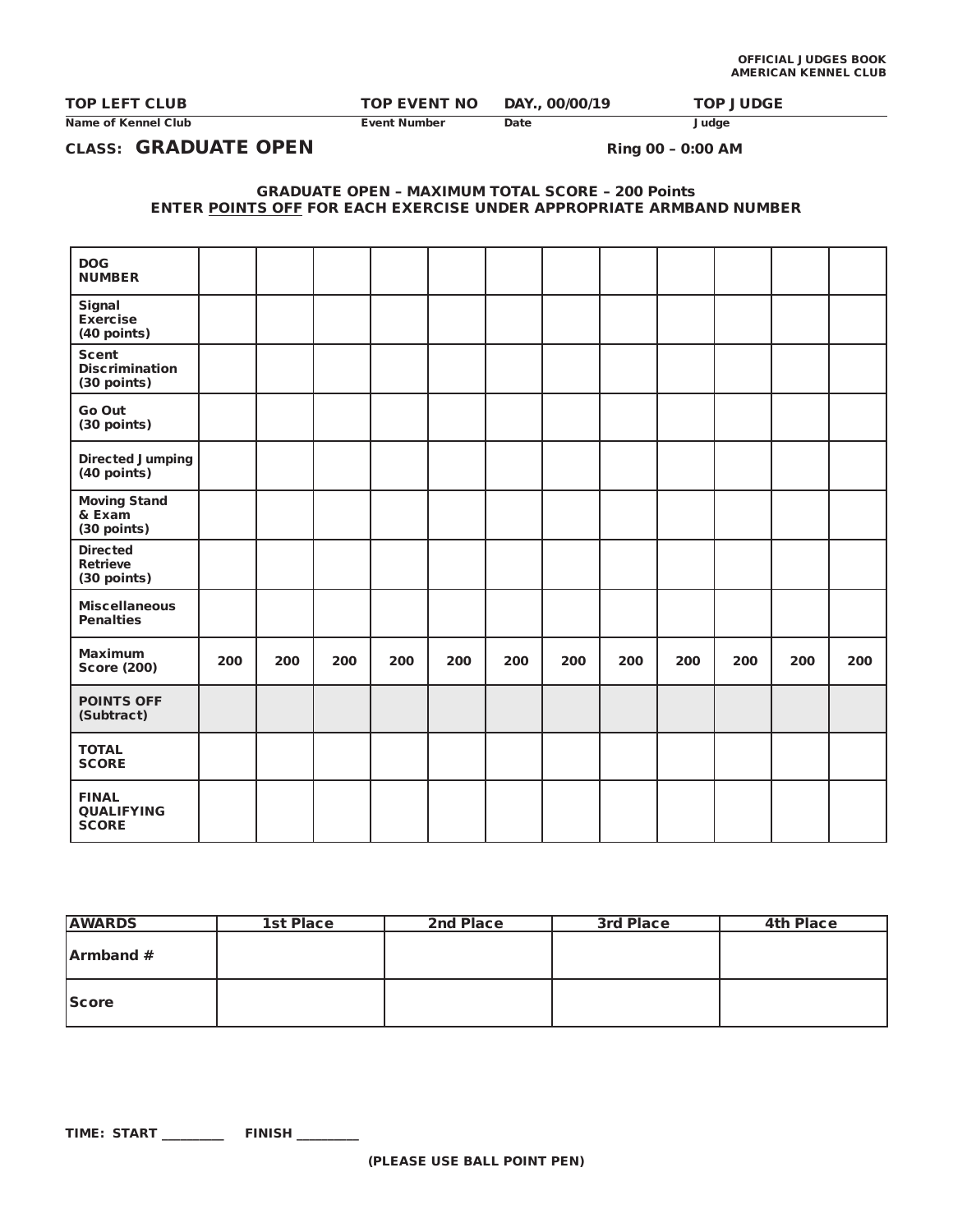**OFFICIAL JUDGES BOOK**
**AMERICAN KENNEL CLUB**

| **TOP LEFT CLUB** | **TOP EVENT NO** | **DAY., 00/00/19** | **TOP JUDGE** |
|---|---|---|---|
| Name of Kennel Club | Event Number | Date | Judge |

**CLASS: GRADUATE OPEN** **Ring 00 – 0:00 AM**

**GRADUATE OPEN – MAXIMUM TOTAL SCORE – 200 Points**
**ENTER POINTS OFF FOR EACH EXERCISE UNDER APPROPRIATE ARMBAND NUMBER**

| **DOG NUMBER** | | | | | | | | | | | | |
|---|---|---|---|---|---|---|---|---|---|---|---|---|
| **Signal Exercise (40 points)** | | | | | | | | | | | | |
| **Scent Discrimination (30 points)** | | | | | | | | | | | | |
| **Go Out (30 points)** | | | | | | | | | | | | |
| **Directed Jumping (40 points)** | | | | | | | | | | | | |
| **Moving Stand & Exam (30 points)** | | | | | | | | | | | | |
| **Directed Retrieve (30 points)** | | | | | | | | | | | | |
| **Miscellaneous Penalties** | | | | | | | | | | | | |
| **Maximum Score (200)** | 200 | 200 | 200 | 200 | 200 | 200 | 200 | 200 | 200 | 200 | 200 | 200 |
| **POINTS OFF (Subtract)** | | | | | | | | | | | | |
| **TOTAL SCORE** | | | | | | | | | | | | |
| **FINAL QUALIFYING SCORE** | | | | | | | | | | | | |

| **AWARDS** | **1st Place** | **2nd Place** | **3rd Place** | **4th Place** |
|---|---|---|---|---|
| **Armband #** | | | | |
| **Score** | | | | |

**TIME: START _________ FINISH _________**

**(PLEASE USE BALL POINT PEN)**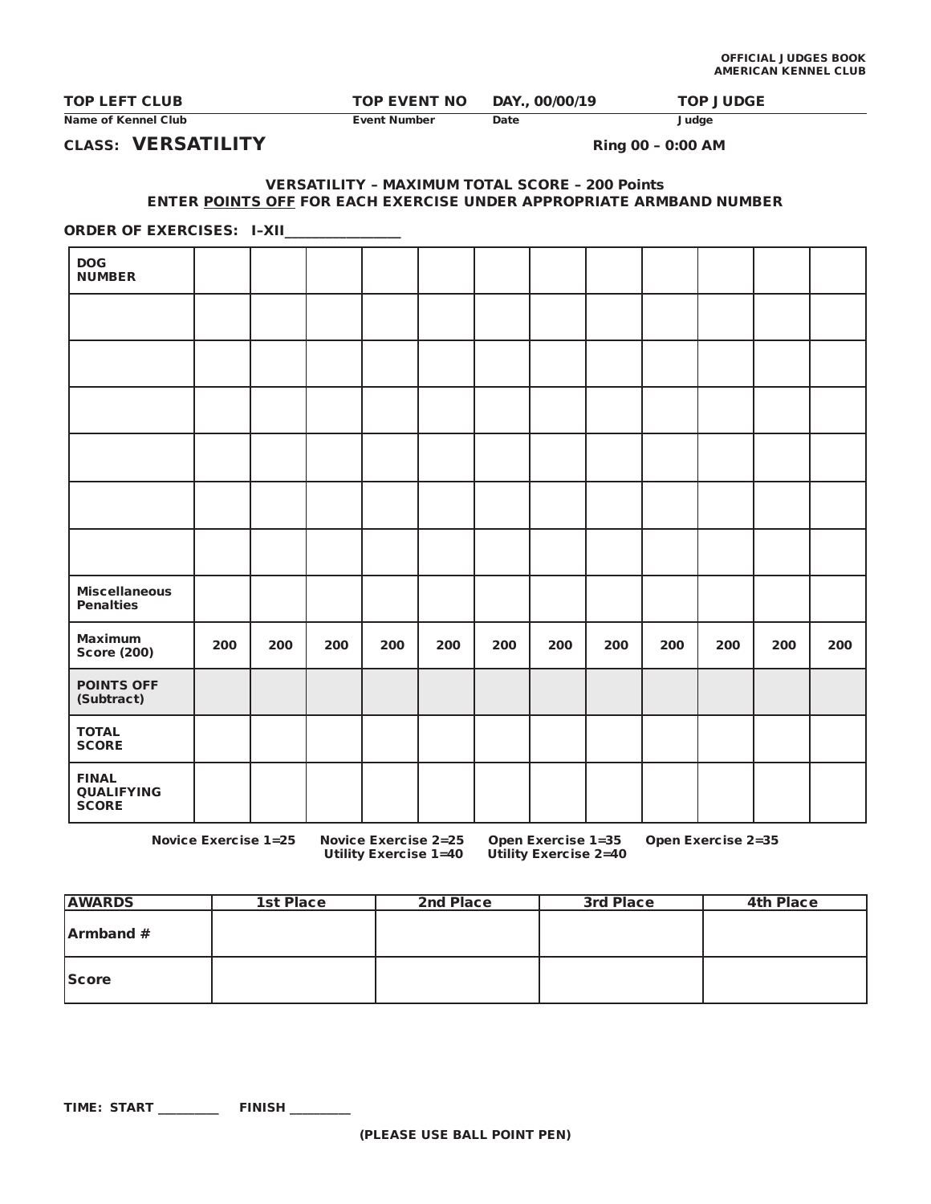OFFICIAL JUDGES BOOK
AMERICAN KENNEL CLUB

| TOP LEFT CLUB | TOP EVENT NO | DAY., 00/00/19 | TOP JUDGE |
|---|---|---|---|
| Name of Kennel Club | Event Number | Date | Judge |

**CLASS: VERSATILITY** Ring 00 – 0:00 AM

**VERSATILITY – MAXIMUM TOTAL SCORE – 200 Points**
**ENTER POINTS OFF FOR EACH EXERCISE UNDER APPROPRIATE ARMBAND NUMBER**

**ORDER OF EXERCISES: I–XII_______________**

| DOG NUMBER | | | | | | | | | | | | |
|---|---|---|---|---|---|---|---|---|---|---|---|---|
| | | | | | | | | | | | | |
| | | | | | | | | | | | | |
| | | | | | | | | | | | | |
| | | | | | | | | | | | | |
| | | | | | | | | | | | | |
| | | | | | | | | | | | | |
| Miscellaneous Penalties | | | | | | | | | | | | |
| Maximum Score (200) | 200 | 200 | 200 | 200 | 200 | 200 | 200 | 200 | 200 | 200 | 200 | 200 |
| POINTS OFF (Subtract) | | | | | | | | | | | | |
| TOTAL SCORE | | | | | | | | | | | | |
| FINAL QUALIFYING SCORE | | | | | | | | | | | | |

Novice Exercise 1=25 Novice Exercise 2=25 Open Exercise 1=35 Open Exercise 2=35
Utility Exercise 1=40 Utility Exercise 2=40

| AWARDS | 1st Place | 2nd Place | 3rd Place | 4th Place |
|---|---|---|---|---|
| Armband # | | | | |
| Score | | | | |

TIME: START _________ FINISH _________

(PLEASE USE BALL POINT PEN)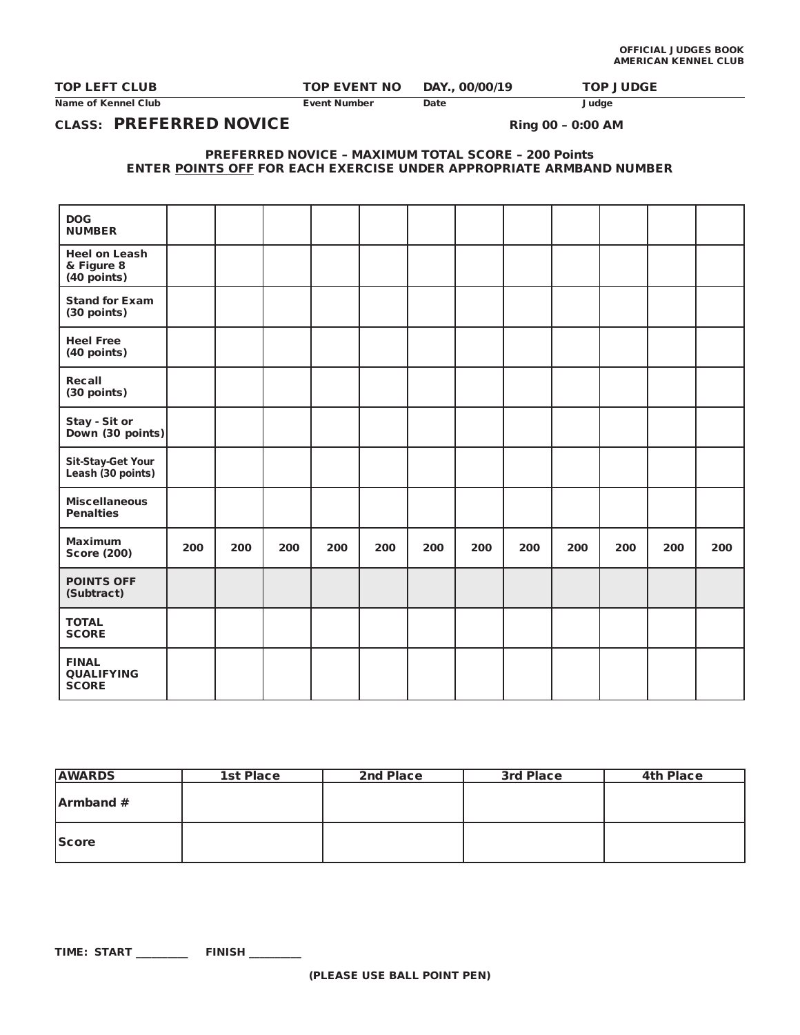**OFFICIAL JUDGES BOOK**
**AMERICAN KENNEL CLUB**

| TOP LEFT CLUB | TOP EVENT NO | DAY., 00/00/19 | TOP JUDGE |
|---|---|---|---|
| Name of Kennel Club | Event Number | Date | Judge |

## CLASS: PREFERRED NOVICE

**Ring 00 – 0:00 AM**

**PREFERRED NOVICE – MAXIMUM TOTAL SCORE – 200 Points**
**ENTER POINTS OFF FOR EACH EXERCISE UNDER APPROPRIATE ARMBAND NUMBER**

| DOG NUMBER | | | | | | | | | | | | |
|---|---|---|---|---|---|---|---|---|---|---|---|---|
| Heel on Leash & Figure 8 (40 points) | | | | | | | | | | | | |
| Stand for Exam (30 points) | | | | | | | | | | | | |
| Heel Free (40 points) | | | | | | | | | | | | |
| Recall (30 points) | | | | | | | | | | | | |
| Stay - Sit or Down (30 points) | | | | | | | | | | | | |
| Sit-Stay-Get Your Leash (30 points) | | | | | | | | | | | | |
| Miscellaneous Penalties | | | | | | | | | | | | |
| Maximum Score (200) | 200 | 200 | 200 | 200 | 200 | 200 | 200 | 200 | 200 | 200 | 200 | 200 |
| POINTS OFF (Subtract) | | | | | | | | | | | | |
| TOTAL SCORE | | | | | | | | | | | | |
| FINAL QUALIFYING SCORE | | | | | | | | | | | | |

| AWARDS | 1st Place | 2nd Place | 3rd Place | 4th Place |
|---|---|---|---|---|
| Armband # | | | | |
| Score | | | | |

**TIME: START _________ FINISH _________**

**(PLEASE USE BALL POINT PEN)**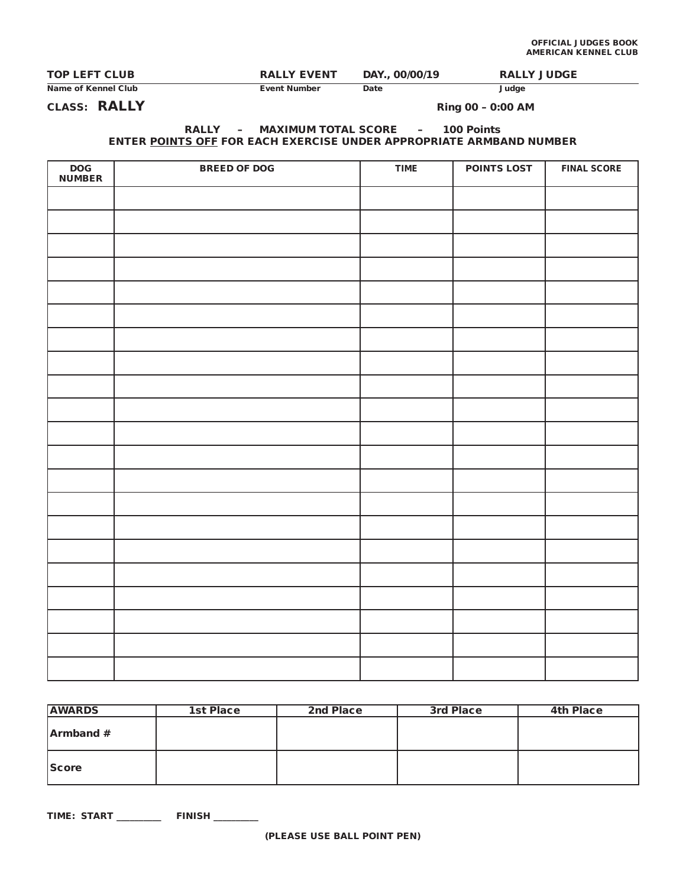**OFFICIAL JUDGES BOOK**
**AMERICAN KENNEL CLUB**

| **TOP LEFT CLUB** | **RALLY EVENT** | **DAY., 00/00/19** | **RALLY JUDGE** |
|---|---|---|---|
| Name of Kennel Club | Event Number | Date | Judge |

**CLASS: RALLY** — **Ring 00 – 0:00 AM**

**RALLY – MAXIMUM TOTAL SCORE – 100 Points**
**ENTER POINTS OFF FOR EACH EXERCISE UNDER APPROPRIATE ARMBAND NUMBER**

| DOG NUMBER | BREED OF DOG | TIME | POINTS LOST | FINAL SCORE |
|---|---|---|---|---|
| | | | | |
| | | | | |
| | | | | |
| | | | | |
| | | | | |
| | | | | |
| | | | | |
| | | | | |
| | | | | |
| | | | | |
| | | | | |
| | | | | |
| | | | | |
| | | | | |
| | | | | |
| | | | | |
| | | | | |
| | | | | |
| | | | | |
| | | | | |
| | | | | |

| AWARDS | 1st Place | 2nd Place | 3rd Place | 4th Place |
|---|---|---|---|---|
| Armband # | | | | |
| Score | | | | |

**TIME: START _________ FINISH _________**

**(PLEASE USE BALL POINT PEN)**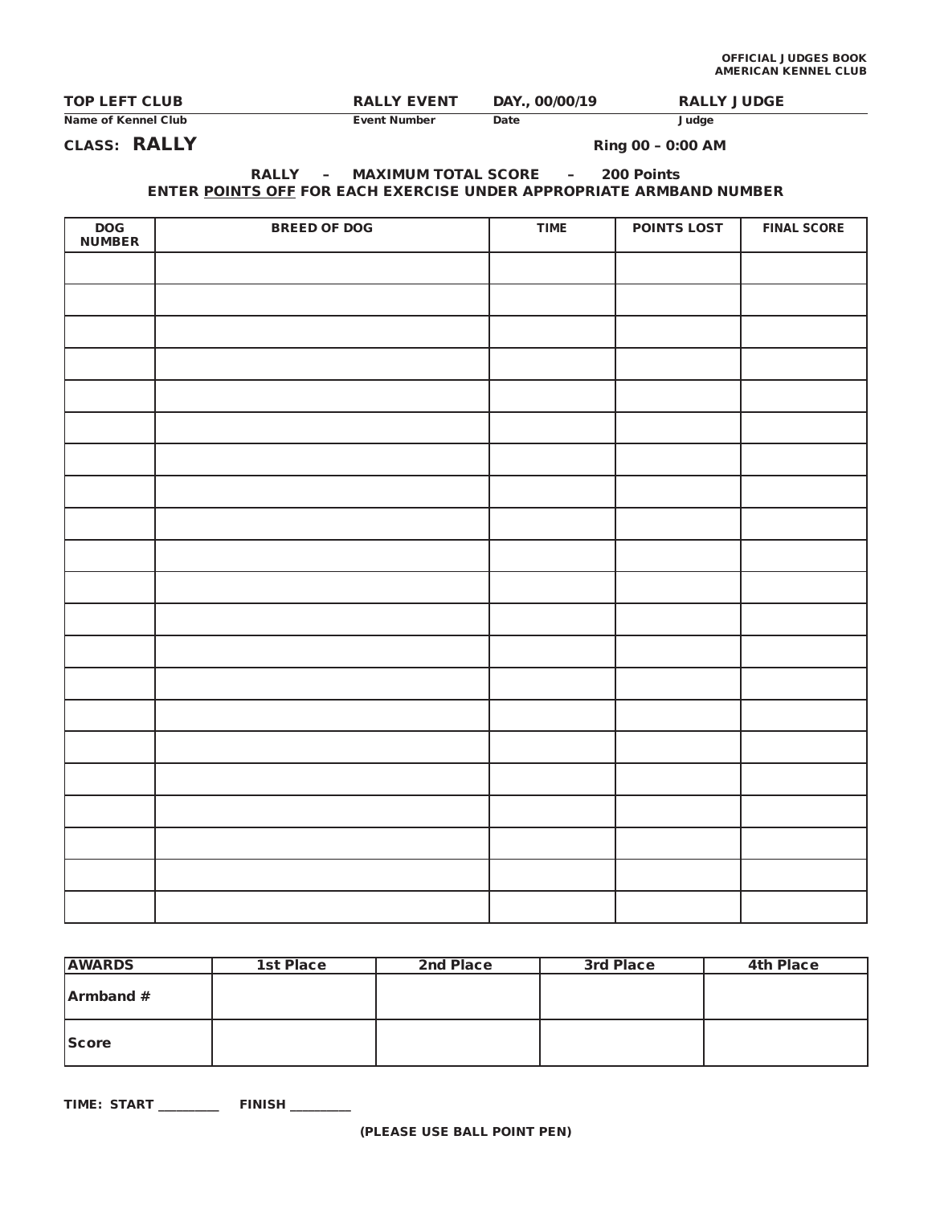**OFFICIAL JUDGES BOOK**
**AMERICAN KENNEL CLUB**

| **TOP LEFT CLUB** | **RALLY EVENT** | **DAY., 00/00/19** | **RALLY JUDGE** |
|---|---|---|---|
| Name of Kennel Club | Event Number | Date | Judge |

**CLASS: RALLY** **Ring 00 – 0:00 AM**

**RALLY – MAXIMUM TOTAL SCORE – 200 Points**
**ENTER POINTS OFF FOR EACH EXERCISE UNDER APPROPRIATE ARMBAND NUMBER**

| DOG NUMBER | BREED OF DOG | TIME | POINTS LOST | FINAL SCORE |
|---|---|---|---|---|
| | | | | |
| | | | | |
| | | | | |
| | | | | |
| | | | | |
| | | | | |
| | | | | |
| | | | | |
| | | | | |
| | | | | |
| | | | | |
| | | | | |
| | | | | |
| | | | | |
| | | | | |
| | | | | |
| | | | | |
| | | | | |
| | | | | |
| | | | | |
| | | | | |

| AWARDS | 1st Place | 2nd Place | 3rd Place | 4th Place |
|---|---|---|---|---|
| Armband # | | | | |
| Score | | | | |

**TIME: START ________ FINISH ________**

**(PLEASE USE BALL POINT PEN)**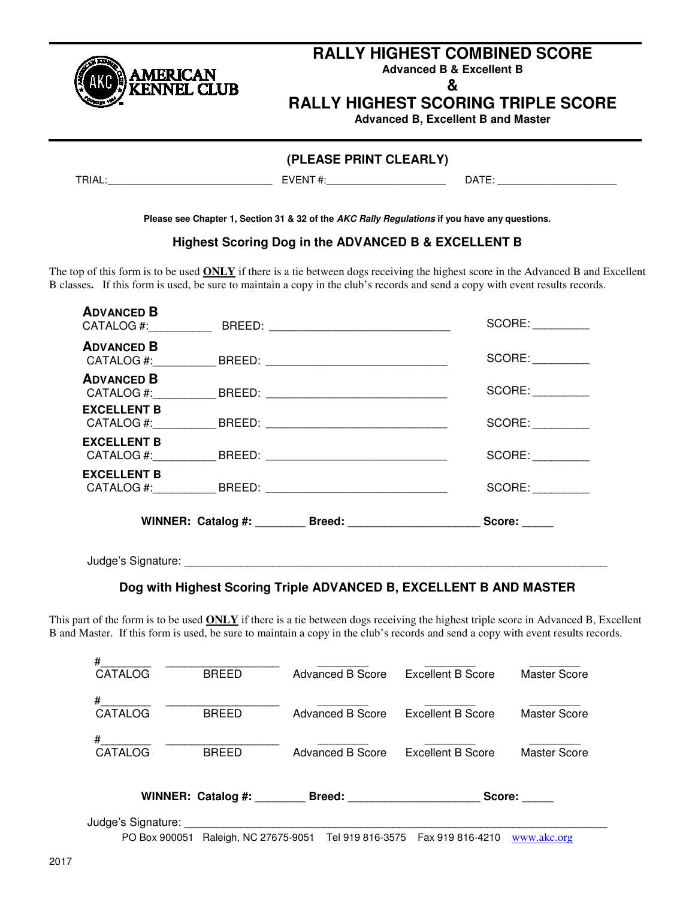AMERICAN KENNEL CLUB

# RALLY HIGHEST COMBINED SCORE

**Advanced B & Excellent B**

**&**

# RALLY HIGHEST SCORING TRIPLE SCORE

**Advanced B, Excellent B and Master**

**(PLEASE PRINT CLEARLY)**

TRIAL:____________________________ EVENT #:____________________ DATE: ____________________

**Please see Chapter 1, Section 31 & 32 of the *AKC Rally Regulations* if you have any questions.**

## Highest Scoring Dog in the ADVANCED B & EXCELLENT B

The top of this form is to be used **ONLY** if there is a tie between dogs receiving the highest score in the Advanced B and Excellent B classes. If this form is used, be sure to maintain a copy in the club's records and send a copy with event results records.

**ADVANCED B**
CATALOG #:__________ BREED: ______________________________ SCORE: _________

**ADVANCED B**
CATALOG #:__________ BREED: ______________________________ SCORE: _________

**ADVANCED B**
CATALOG #:__________ BREED: ______________________________ SCORE: _________

**EXCELLENT B**
CATALOG #:__________ BREED: ______________________________ SCORE: _________

**EXCELLENT B**
CATALOG #:__________ BREED: ______________________________ SCORE: _________

**EXCELLENT B**
CATALOG #:__________ BREED: ______________________________ SCORE: _________

**WINNER: Catalog #: ________ Breed: ____________________ Score: _____**

Judge's Signature: ______________________________________________________________________

## Dog with Highest Scoring Triple ADVANCED B, EXCELLENT B AND MASTER

This part of the form is to be used **ONLY** if there is a tie between dogs receiving the highest triple score in Advanced B, Excellent B and Master. If this form is used, be sure to maintain a copy in the club's records and send a copy with event results records.

| CATALOG | BREED | Advanced B Score | Excellent B Score | Master Score |
|---|---|---|---|---|
| #________ | __________________ | ________ | ________ | ________ |
| #________ | __________________ | ________ | ________ | ________ |
| #________ | __________________ | ________ | ________ | ________ |

**WINNER: Catalog #: ________ Breed: ____________________ Score: _____**

Judge's Signature: ______________________________________________________________________

PO Box 900051 Raleigh, NC 27675-9051 Tel 919 816-3575 Fax 919 816-4210 www.akc.org

2017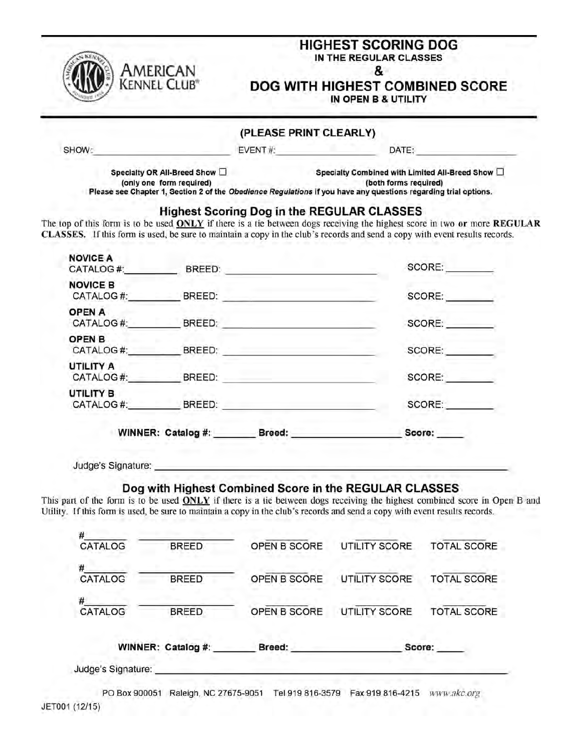# HIGHEST SCORING DOG

**IN THE REGULAR CLASSES**

**&**

# DOG WITH HIGHEST COMBINED SCORE

**IN OPEN B & UTILITY**

AMERICAN KENNEL CLUB®

**(PLEASE PRINT CLEARLY)**

SHOW: ______________________ EVENT #: ________________ DATE: ________________

**Specialty OR All-Breed Show ☐** **(only one form required)**

**Specialty Combined with Limited All-Breed Show ☐** **(both forms required)**

**Please see Chapter 1, Section 2 of the *Obedience Regulations* if you have any questions regarding trial options.**

## Highest Scoring Dog in the REGULAR CLASSES

The top of this form is to be used **ONLY** if there is a tie between dogs receiving the highest score in two **or** more **REGULAR CLASSES.** If this form is used, be sure to maintain a copy in the club's records and send a copy with event results records.

**NOVICE A**
CATALOG #: ________ BREED: ______________________ SCORE: ________

**NOVICE B**
CATALOG #: ________ BREED: ______________________ SCORE: ________

**OPEN A**
CATALOG #: ________ BREED: ______________________ SCORE: ________

**OPEN B**
CATALOG #: ________ BREED: ______________________ SCORE: ________

**UTILITY A**
CATALOG #: ________ BREED: ______________________ SCORE: ________

**UTILITY B**
CATALOG #: ________ BREED: ______________________ SCORE: ________

**WINNER: Catalog #: _______ Breed: __________________ Score: _____**

Judge's Signature: ______________________________________________

## Dog with Highest Combined Score in the REGULAR CLASSES

This part of the form is to be used **ONLY** if there is a tie between dogs receiving the highest combined score in Open B and Utility. If this form is used, be sure to maintain a copy in the club's records and send a copy with event results records.

| # CATALOG | BREED | OPEN B SCORE | UTILITY SCORE | TOTAL SCORE |
|---|---|---|---|---|
| # | | | | |
| # | | | | |
| # | | | | |

**WINNER: Catalog #: _______ Breed: __________________ Score: _____**

Judge's Signature: ______________________________________________

PO Box 900051 Raleigh, NC 27675-9051 Tel 919 816-3579 Fax 919 816-4215 *www.akc.org*

JET001 (12/15)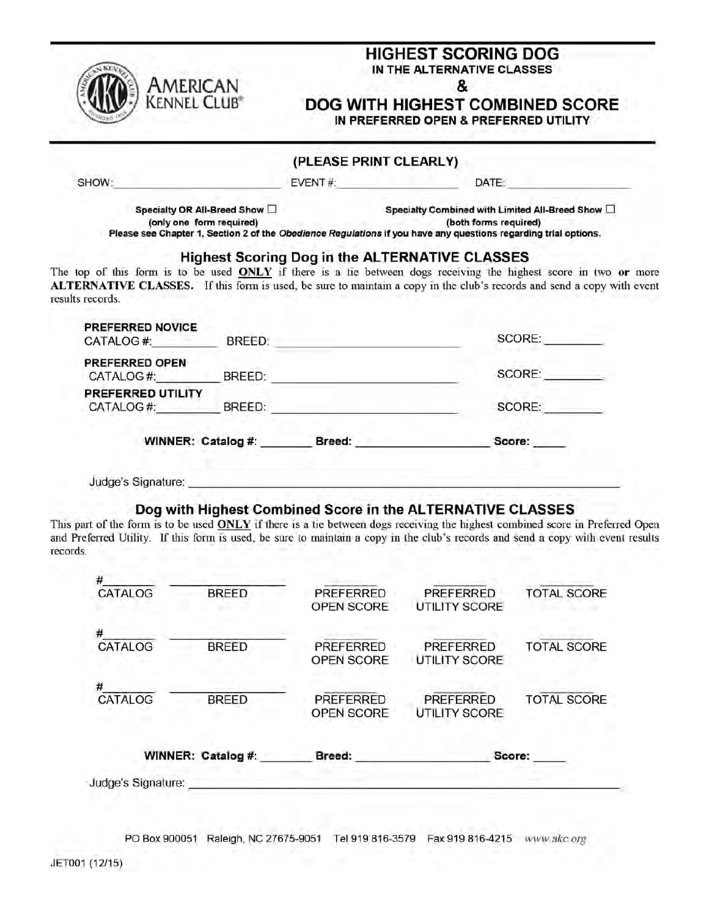AMERICAN KENNEL CLUB®

# HIGHEST SCORING DOG

IN THE ALTERNATIVE CLASSES

&

# DOG WITH HIGHEST COMBINED SCORE

IN PREFERRED OPEN & PREFERRED UTILITY

**(PLEASE PRINT CLEARLY)**

SHOW: ____________________ EVENT #: ______________ DATE: ______________

**Specialty OR All-Breed Show** ☐
**(only one form required)**

**Specialty Combined with Limited All-Breed Show** ☐
**(both forms required)**

**Please see Chapter 1, Section 2 of the *Obedience Regulations* if you have any questions regarding trial options.**

## Highest Scoring Dog in the ALTERNATIVE CLASSES

The top of this form is to be used **ONLY** if there is a tie between dogs receiving the highest score in two **or** more **ALTERNATIVE CLASSES.** If this form is used, be sure to maintain a copy in the club's records and send a copy with event results records.

**PREFERRED NOVICE**
CATALOG #: ________ BREED: ______________________ SCORE: ________

**PREFERRED OPEN**
CATALOG #: ________ BREED: ______________________ SCORE: ________

**PREFERRED UTILITY**
CATALOG #: ________ BREED: ______________________ SCORE: ________

**WINNER: Catalog #:** ________ **Breed:** ________________ **Score:** _____

Judge's Signature: ____________________________________________

## Dog with Highest Combined Score in the ALTERNATIVE CLASSES

This part of the form is to be used **ONLY** if there is a tie between dogs receiving the highest combined score in Preferred Open and Preferred Utility. If this form is used, be sure to maintain a copy in the club's records and send a copy with event results records.

| # CATALOG | BREED | PREFERRED OPEN SCORE | PREFERRED UTILITY SCORE | TOTAL SCORE |
|---|---|---|---|---|
| #______ | ______ | ______ | ______ | ______ |
| #______ | ______ | ______ | ______ | ______ |
| #______ | ______ | ______ | ______ | ______ |

**WINNER: Catalog #:** ________ **Breed:** ________________ **Score:** _____

Judge's Signature: ____________________________________________

PO Box 900051 Raleigh, NC 27675-9051 Tel 919 816-3579 Fax 919 816-4215 www.akc.org

JET001 (12/15)